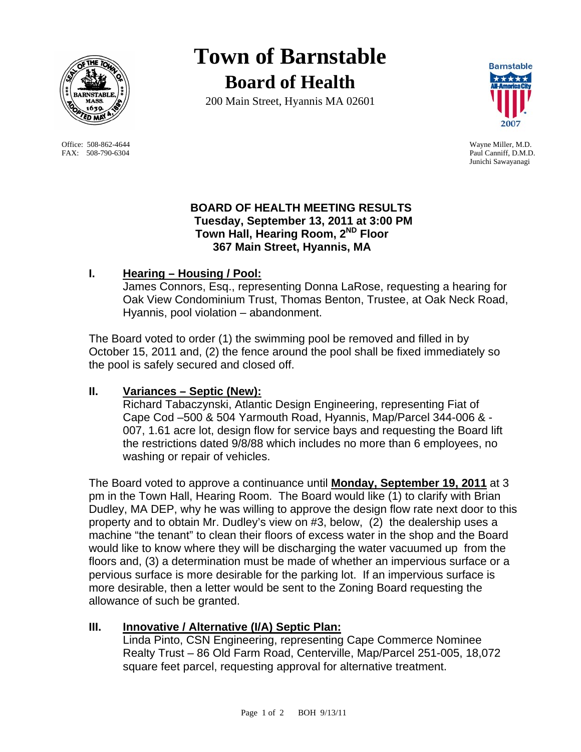# Town of Barnstable

## Board of Health

200 Main Street, Hyannis MA 02601

Office: 508-862-4644
FAX: 508-790-6304

Wayne Miller, M.D.
Paul Canniff, D.M.D.
Junichi Sawayanagi

**BOARD OF HEALTH MEETING RESULTS**
**Tuesday, September 13, 2011 at 3:00 PM**
**Town Hall, Hearing Room, 2ND Floor**
**367 Main Street, Hyannis, MA**

## I. Hearing – Housing / Pool:

James Connors, Esq., representing Donna LaRose, requesting a hearing for Oak View Condominium Trust, Thomas Benton, Trustee, at Oak Neck Road, Hyannis, pool violation – abandonment.

The Board voted to order (1) the swimming pool be removed and filled in by October 15, 2011 and, (2) the fence around the pool shall be fixed immediately so the pool is safely secured and closed off.

## II. Variances – Septic (New):

Richard Tabaczynski, Atlantic Design Engineering, representing Fiat of Cape Cod –500 & 504 Yarmouth Road, Hyannis, Map/Parcel 344-006 & -007, 1.61 acre lot, design flow for service bays and requesting the Board lift the restrictions dated 9/8/88 which includes no more than 6 employees, no washing or repair of vehicles.

The Board voted to approve a continuance until **Monday, September 19, 2011** at 3 pm in the Town Hall, Hearing Room. The Board would like (1) to clarify with Brian Dudley, MA DEP, why he was willing to approve the design flow rate next door to this property and to obtain Mr. Dudley's view on #3, below, (2) the dealership uses a machine "the tenant" to clean their floors of excess water in the shop and the Board would like to know where they will be discharging the water vacuumed up from the floors and, (3) a determination must be made of whether an impervious surface or a pervious surface is more desirable for the parking lot. If an impervious surface is more desirable, then a letter would be sent to the Zoning Board requesting the allowance of such be granted.

## III. Innovative / Alternative (I/A) Septic Plan:

Linda Pinto, CSN Engineering, representing Cape Commerce Nominee Realty Trust – 86 Old Farm Road, Centerville, Map/Parcel 251-005, 18,072 square feet parcel, requesting approval for alternative treatment.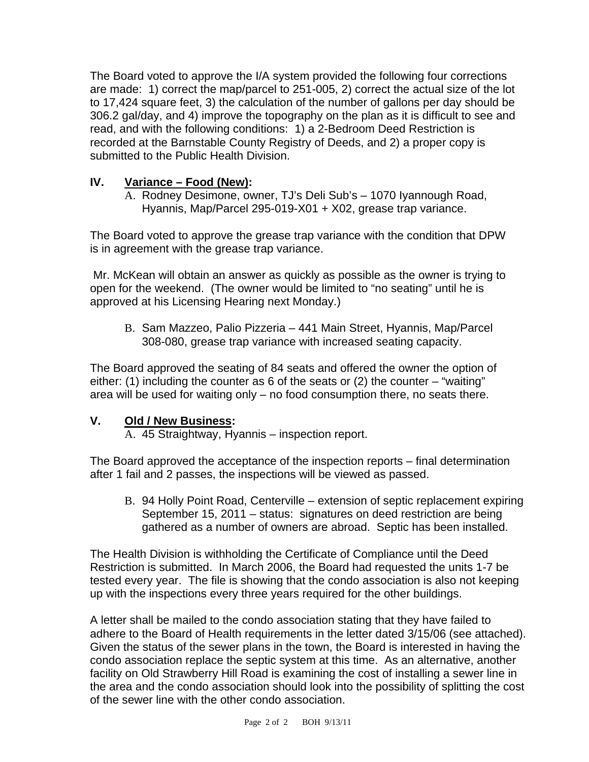The Board voted to approve the I/A system provided the following four corrections are made: 1) correct the map/parcel to 251-005, 2) correct the actual size of the lot to 17,424 square feet, 3) the calculation of the number of gallons per day should be 306.2 gal/day, and 4) improve the topography on the plan as it is difficult to see and read, and with the following conditions: 1) a 2-Bedroom Deed Restriction is recorded at the Barnstable County Registry of Deeds, and 2) a proper copy is submitted to the Public Health Division.

## IV. <u>Variance – Food (New)</u>:

A. Rodney Desimone, owner, TJ's Deli Sub's – 1070 Iyannough Road, Hyannis, Map/Parcel 295-019-X01 + X02, grease trap variance.

The Board voted to approve the grease trap variance with the condition that DPW is in agreement with the grease trap variance.

Mr. McKean will obtain an answer as quickly as possible as the owner is trying to open for the weekend. (The owner would be limited to "no seating" until he is approved at his Licensing Hearing next Monday.)

B. Sam Mazzeo, Palio Pizzeria – 441 Main Street, Hyannis, Map/Parcel 308-080, grease trap variance with increased seating capacity.

The Board approved the seating of 84 seats and offered the owner the option of either: (1) including the counter as 6 of the seats or (2) the counter – "waiting" area will be used for waiting only – no food consumption there, no seats there.

## V. <u>Old / New Business</u>:

A. 45 Straightway, Hyannis – inspection report.

The Board approved the acceptance of the inspection reports – final determination after 1 fail and 2 passes, the inspections will be viewed as passed.

B. 94 Holly Point Road, Centerville – extension of septic replacement expiring September 15, 2011 – status: signatures on deed restriction are being gathered as a number of owners are abroad. Septic has been installed.

The Health Division is withholding the Certificate of Compliance until the Deed Restriction is submitted. In March 2006, the Board had requested the units 1-7 be tested every year. The file is showing that the condo association is also not keeping up with the inspections every three years required for the other buildings.

A letter shall be mailed to the condo association stating that they have failed to adhere to the Board of Health requirements in the letter dated 3/15/06 (see attached). Given the status of the sewer plans in the town, the Board is interested in having the condo association replace the septic system at this time. As an alternative, another facility on Old Strawberry Hill Road is examining the cost of installing a sewer line in the area and the condo association should look into the possibility of splitting the cost of the sewer line with the other condo association.